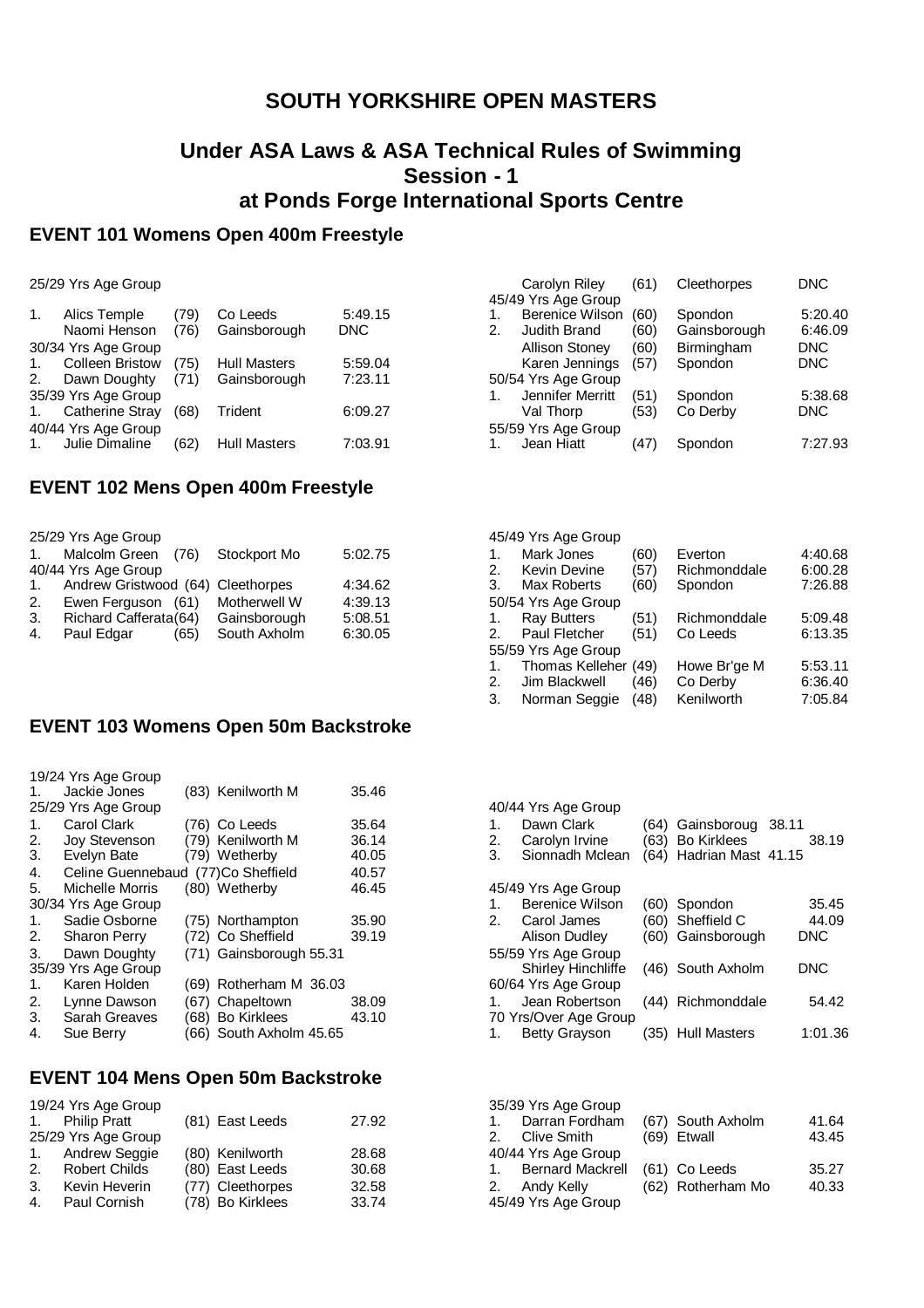# SOUTH YORKSHIRE OPEN MASTERS

## Under ASA Laws & ASA Technical Rules of Swimming
## Session - 1
## at Ponds Forge International Sports Centre

### EVENT 101 Womens Open 400m Freestyle

25/29 Yrs Age Group

| | | | | |
|---|---|---|---|---|
| 1. | Alics Temple | (79) | Co Leeds | 5:49.15 |
| | Naomi Henson | (76) | Gainsborough | DNC |

30/34 Yrs Age Group

| | | | | |
|---|---|---|---|---|
| 1. | Colleen Bristow | (75) | Hull Masters | 5:59.04 |
| 2. | Dawn Doughty | (71) | Gainsborough | 7:23.11 |

35/39 Yrs Age Group

| | | | | |
|---|---|---|---|---|
| 1. | Catherine Stray | (68) | Trident | 6:09.27 |

40/44 Yrs Age Group

| | | | | |
|---|---|---|---|---|
| 1. | Julie Dimaline | (62) | Hull Masters | 7:03.91 |
| | Carolyn Riley | (61) | Cleethorpes | DNC |

45/49 Yrs Age Group

| | | | | |
|---|---|---|---|---|
| 1. | Berenice Wilson | (60) | Spondon | 5:20.40 |
| 2. | Judith Brand | (60) | Gainsborough | 6:46.09 |
| | Allison Stoney | (60) | Birmingham | DNC |
| | Karen Jennings | (57) | Spondon | DNC |

50/54 Yrs Age Group

| | | | | |
|---|---|---|---|---|
| 1. | Jennifer Merritt | (51) | Spondon | 5:38.68 |
| | Val Thorp | (53) | Co Derby | DNC |

55/59 Yrs Age Group

| | | | | |
|---|---|---|---|---|
| 1. | Jean Hiatt | (47) | Spondon | 7:27.93 |

### EVENT 102 Mens Open 400m Freestyle

25/29 Yrs Age Group

| | | | | |
|---|---|---|---|---|
| 1. | Malcolm Green | (76) | Stockport Mo | 5:02.75 |

40/44 Yrs Age Group

| | | | | |
|---|---|---|---|---|
| 1. | Andrew Gristwood | (64) | Cleethorpes | 4:34.62 |
| 2. | Ewen Ferguson | (61) | Motherwell W | 4:39.13 |
| 3. | Richard Cafferata | (64) | Gainsborough | 5:08.51 |
| 4. | Paul Edgar | (65) | South Axholm | 6:30.05 |

45/49 Yrs Age Group

| | | | | |
|---|---|---|---|---|
| 1. | Mark Jones | (60) | Everton | 4:40.68 |
| 2. | Kevin Devine | (57) | Richmonddale | 6:00.28 |
| 3. | Max Roberts | (60) | Spondon | 7:26.88 |

50/54 Yrs Age Group

| | | | | |
|---|---|---|---|---|
| 1. | Ray Butters | (51) | Richmonddale | 5:09.48 |
| 2. | Paul Fletcher | (51) | Co Leeds | 6:13.35 |

55/59 Yrs Age Group

| | | | | |
|---|---|---|---|---|
| 1. | Thomas Kelleher | (49) | Howe Br'ge M | 5:53.11 |
| 2. | Jim Blackwell | (46) | Co Derby | 6:36.40 |
| 3. | Norman Seggie | (48) | Kenilworth | 7:05.84 |

### EVENT 103 Womens Open 50m Backstroke

19/24 Yrs Age Group

| | | | | |
|---|---|---|---|---|
| 1. | Jackie Jones | (83) | Kenilworth M | 35.46 |

25/29 Yrs Age Group

| | | | | |
|---|---|---|---|---|
| 1. | Carol Clark | (76) | Co Leeds | 35.64 |
| 2. | Joy Stevenson | (79) | Kenilworth M | 36.14 |
| 3. | Evelyn Bate | (79) | Wetherby | 40.05 |
| 4. | Celine Guennebaud | (77) | Co Sheffield | 40.57 |
| 5. | Michelle Morris | (80) | Wetherby | 46.45 |

30/34 Yrs Age Group

| | | | | |
|---|---|---|---|---|
| 1. | Sadie Osborne | (75) | Northampton | 35.90 |
| 2. | Sharon Perry | (72) | Co Sheffield | 39.19 |
| 3. | Dawn Doughty | (71) | Gainsborough | 55.31 |

35/39 Yrs Age Group

| | | | | |
|---|---|---|---|---|
| 1. | Karen Holden | (69) | Rotherham M | 36.03 |
| 2. | Lynne Dawson | (67) | Chapeltown | 38.09 |
| 3. | Sarah Greaves | (68) | Bo Kirklees | 43.10 |
| 4. | Sue Berry | (66) | South Axholm | 45.65 |

40/44 Yrs Age Group

| | | | | |
|---|---|---|---|---|
| 1. | Dawn Clark | (64) | Gainsboroug | 38.11 |
| 2. | Carolyn Irvine | (63) | Bo Kirklees | 38.19 |
| 3. | Sionnadh Mclean | (64) | Hadrian Mast | 41.15 |

45/49 Yrs Age Group

| | | | | |
|---|---|---|---|---|
| 1. | Berenice Wilson | (60) | Spondon | 35.45 |
| 2. | Carol James | (60) | Sheffield C | 44.09 |
| | Alison Dudley | (60) | Gainsborough | DNC |

55/59 Yrs Age Group

| | | | | |
|---|---|---|---|---|
| | Shirley Hinchliffe | (46) | South Axholm | DNC |

60/64 Yrs Age Group

| | | | | |
|---|---|---|---|---|
| 1. | Jean Robertson | (44) | Richmonddale | 54.42 |

70 Yrs/Over Age Group

| | | | | |
|---|---|---|---|---|
| 1. | Betty Grayson | (35) | Hull Masters | 1:01.36 |

### EVENT 104 Mens Open 50m Backstroke

19/24 Yrs Age Group

| | | | | |
|---|---|---|---|---|
| 1. | Philip Pratt | (81) | East Leeds | 27.92 |

25/29 Yrs Age Group

| | | | | |
|---|---|---|---|---|
| 1. | Andrew Seggie | (80) | Kenilworth | 28.68 |
| 2. | Robert Childs | (80) | East Leeds | 30.68 |
| 3. | Kevin Heverin | (77) | Cleethorpes | 32.58 |
| 4. | Paul Cornish | (78) | Bo Kirklees | 33.74 |

35/39 Yrs Age Group

| | | | | |
|---|---|---|---|---|
| 1. | Darran Fordham | (67) | South Axholm | 41.64 |
| 2. | Clive Smith | (69) | Etwall | 43.45 |

40/44 Yrs Age Group

| | | | | |
|---|---|---|---|---|
| 1. | Bernard Mackrell | (61) | Co Leeds | 35.27 |
| 2. | Andy Kelly | (62) | Rotherham Mo | 40.33 |

45/49 Yrs Age Group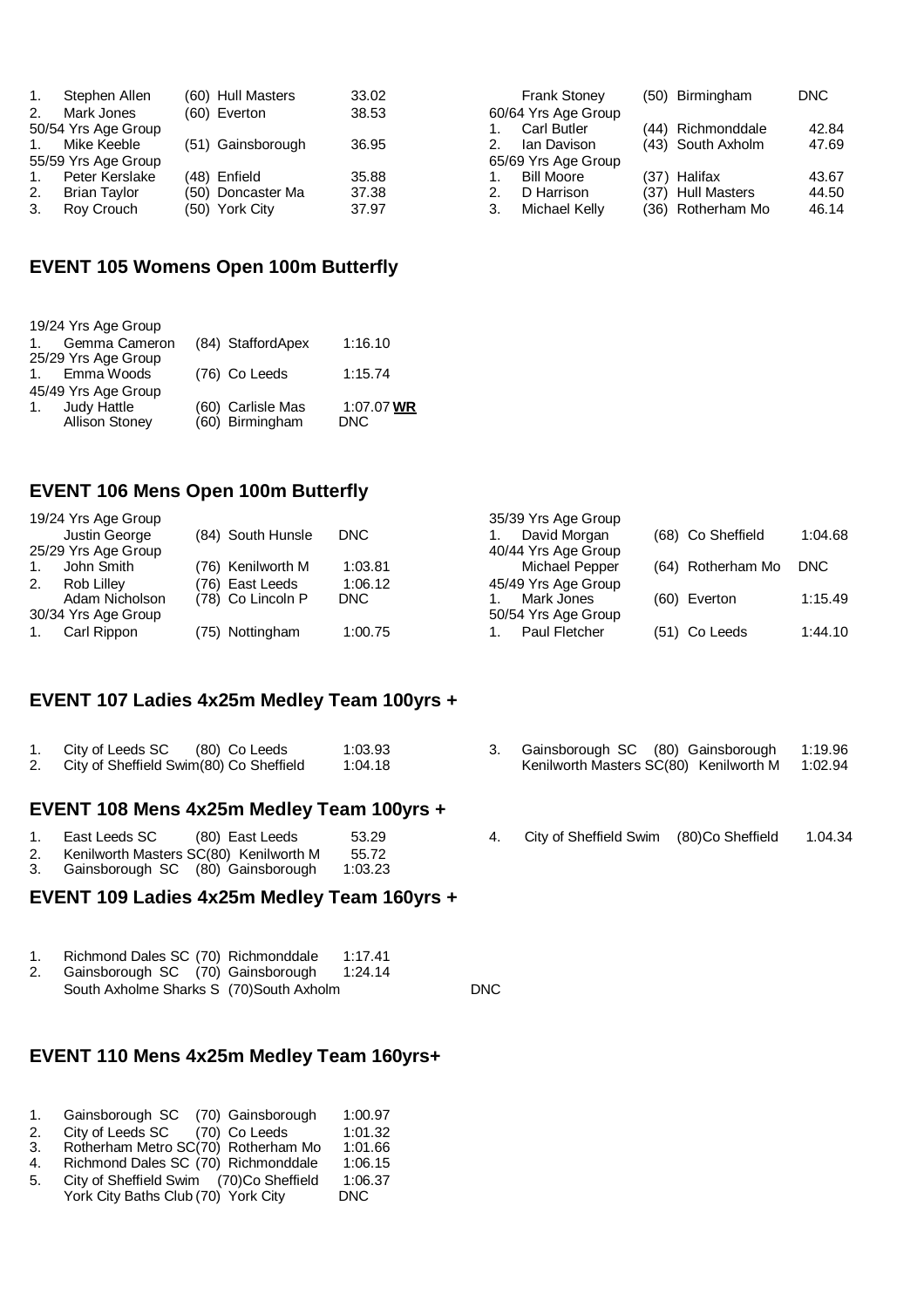| | | | |
|---|---|---|---|
| 1. | Stephen Allen | (60) Hull Masters | 33.02 |
| 2. | Mark Jones | (60) Everton | 38.53 |
| 50/54 Yrs Age Group | | | |
| 1. | Mike Keeble | (51) Gainsborough | 36.95 |
| 55/59 Yrs Age Group | | | |
| 1. | Peter Kerslake | (48) Enfield | 35.88 |
| 2. | Brian Taylor | (50) Doncaster Ma | 37.38 |
| 3. | Roy Crouch | (50) York City | 37.97 |
| | Frank Stoney | (50) Birmingham | DNC |
| 60/64 Yrs Age Group | | | |
| 1. | Carl Butler | (44) Richmonddale | 42.84 |
| 2. | Ian Davison | (43) South Axholm | 47.69 |
| 65/69 Yrs Age Group | | | |
| 1. | Bill Moore | (37) Halifax | 43.67 |
| 2. | D Harrison | (37) Hull Masters | 44.50 |
| 3. | Michael Kelly | (36) Rotherham Mo | 46.14 |

## EVENT 105 Womens Open 100m Butterfly

| | | | |
|---|---|---|---|
| 19/24 Yrs Age Group | | | |
| 1. | Gemma Cameron | (84) StaffordApex | 1:16.10 |
| 25/29 Yrs Age Group | | | |
| 1. | Emma Woods | (76) Co Leeds | 1:15.74 |
| 45/49 Yrs Age Group | | | |
| 1. | Judy Hattle | (60) Carlisle Mas | 1:07.07 **WR** |
| | Allison Stoney | (60) Birmingham | DNC |

## EVENT 106 Mens Open 100m Butterfly

| | | | |
|---|---|---|---|
| 19/24 Yrs Age Group | | | |
| | Justin George | (84) South Hunsle | DNC |
| 25/29 Yrs Age Group | | | |
| 1. | John Smith | (76) Kenilworth M | 1:03.81 |
| 2. | Rob Lilley | (76) East Leeds | 1:06.12 |
| | Adam Nicholson | (78) Co Lincoln P | DNC |
| 30/34 Yrs Age Group | | | |
| 1. | Carl Rippon | (75) Nottingham | 1:00.75 |
| 35/39 Yrs Age Group | | | |
| 1. | David Morgan | (68) Co Sheffield | 1:04.68 |
| 40/44 Yrs Age Group | | | |
| | Michael Pepper | (64) Rotherham Mo | DNC |
| 45/49 Yrs Age Group | | | |
| 1. | Mark Jones | (60) Everton | 1:15.49 |
| 50/54 Yrs Age Group | | | |
| 1. | Paul Fletcher | (51) Co Leeds | 1:44.10 |

## EVENT 107 Ladies 4x25m Medley Team 100yrs +

| | | | |
|---|---|---|---|
| 1. | City of Leeds SC | (80) Co Leeds | 1:03.93 |
| 2. | City of Sheffield Swim | (80) Co Sheffield | 1:04.18 |
| 3. | Gainsborough SC | (80) Gainsborough | 1:19.96 |
| | Kenilworth Masters SC | (80) Kenilworth M | 1:02.94 |

## EVENT 108 Mens 4x25m Medley Team 100yrs +

| | | | |
|---|---|---|---|
| 1. | East Leeds SC | (80) East Leeds | 53.29 |
| 2. | Kenilworth Masters SC | (80) Kenilworth M | 55.72 |
| 3. | Gainsborough SC | (80) Gainsborough | 1:03.23 |
| 4. | City of Sheffield Swim | (80) Co Sheffield | 1.04.34 |

## EVENT 109 Ladies 4x25m Medley Team 160yrs +

| | | | |
|---|---|---|---|
| 1. | Richmond Dales SC | (70) Richmonddale | 1:17.41 |
| 2. | Gainsborough SC | (70) Gainsborough | 1:24.14 |
| | South Axholme Sharks S | (70) South Axholm | DNC |

## EVENT 110 Mens 4x25m Medley Team 160yrs+

| | | | |
|---|---|---|---|
| 1. | Gainsborough SC | (70) Gainsborough | 1:00.97 |
| 2. | City of Leeds SC | (70) Co Leeds | 1:01.32 |
| 3. | Rotherham Metro SC | (70) Rotherham Mo | 1:01.66 |
| 4. | Richmond Dales SC | (70) Richmonddale | 1:06.15 |
| 5. | City of Sheffield Swim | (70) Co Sheffield | 1:06.37 |
| | York City Baths Club | (70) York City | DNC |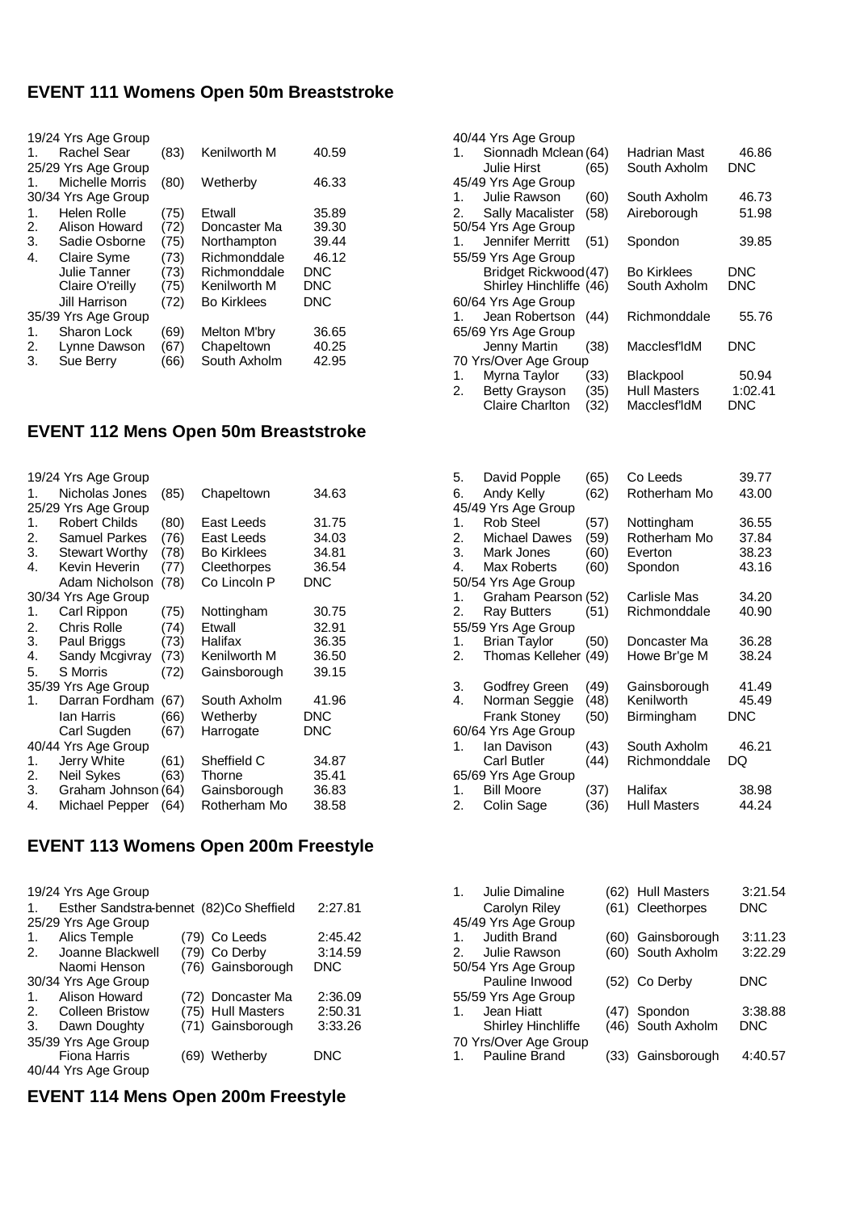## EVENT 111 Womens Open 50m Breaststroke

| | Name | Age | Club | Time |
|---|---|---|---|---|
| 19/24 Yrs Age Group | | | | |
| 1. | Rachel Sear | (83) | Kenilworth M | 40.59 |
| 25/29 Yrs Age Group | | | | |
| 1. | Michelle Morris | (80) | Wetherby | 46.33 |
| 30/34 Yrs Age Group | | | | |
| 1. | Helen Rolle | (75) | Etwall | 35.89 |
| 2. | Alison Howard | (72) | Doncaster Ma | 39.30 |
| 3. | Sadie Osborne | (75) | Northampton | 39.44 |
| 4. | Claire Syme | (73) | Richmonddale | 46.12 |
| | Julie Tanner | (73) | Richmonddale | DNC |
| | Claire O'reilly | (75) | Kenilworth M | DNC |
| | Jill Harrison | (72) | Bo Kirklees | DNC |
| 35/39 Yrs Age Group | | | | |
| 1. | Sharon Lock | (69) | Melton M'bry | 36.65 |
| 2. | Lynne Dawson | (67) | Chapeltown | 40.25 |
| 3. | Sue Berry | (66) | South Axholm | 42.95 |
| 40/44 Yrs Age Group | | | | |
| 1. | Sionnadh Mclean | (64) | Hadrian Mast | 46.86 |
| | Julie Hirst | (65) | South Axholm | DNC |
| 45/49 Yrs Age Group | | | | |
| 1. | Julie Rawson | (60) | South Axholm | 46.73 |
| 2. | Sally Macalister | (58) | Aireborough | 51.98 |
| 50/54 Yrs Age Group | | | | |
| 1. | Jennifer Merritt | (51) | Spondon | 39.85 |
| 55/59 Yrs Age Group | | | | |
| | Bridget Rickwood | (47) | Bo Kirklees | DNC |
| | Shirley Hinchliffe | (46) | South Axholm | DNC |
| 60/64 Yrs Age Group | | | | |
| 1. | Jean Robertson | (44) | Richmonddale | 55.76 |
| 65/69 Yrs Age Group | | | | |
| | Jenny Martin | (38) | Macclesf'ldM | DNC |
| 70 Yrs/Over Age Group | | | | |
| 1. | Myrna Taylor | (33) | Blackpool | 50.94 |
| 2. | Betty Grayson | (35) | Hull Masters | 1:02.41 |
| | Claire Charlton | (32) | Macclesf'ldM | DNC |

## EVENT 112 Mens Open 50m Breaststroke

| | Name | Age | Club | Time |
|---|---|---|---|---|
| 19/24 Yrs Age Group | | | | |
| 1. | Nicholas Jones | (85) | Chapeltown | 34.63 |
| 25/29 Yrs Age Group | | | | |
| 1. | Robert Childs | (80) | East Leeds | 31.75 |
| 2. | Samuel Parkes | (76) | East Leeds | 34.03 |
| 3. | Stewart Worthy | (78) | Bo Kirklees | 34.81 |
| 4. | Kevin Heverin | (77) | Cleethorpes | 36.54 |
| | Adam Nicholson | (78) | Co Lincoln P | DNC |
| 30/34 Yrs Age Group | | | | |
| 1. | Carl Rippon | (75) | Nottingham | 30.75 |
| 2. | Chris Rolle | (74) | Etwall | 32.91 |
| 3. | Paul Briggs | (73) | Halifax | 36.35 |
| 4. | Sandy Mcgivray | (73) | Kenilworth M | 36.50 |
| 5. | S Morris | (72) | Gainsborough | 39.15 |
| 35/39 Yrs Age Group | | | | |
| 1. | Darran Fordham | (67) | South Axholm | 41.96 |
| | Ian Harris | (66) | Wetherby | DNC |
| | Carl Sugden | (67) | Harrogate | DNC |
| 40/44 Yrs Age Group | | | | |
| 1. | Jerry White | (61) | Sheffield C | 34.87 |
| 2. | Neil Sykes | (63) | Thorne | 35.41 |
| 3. | Graham Johnson | (64) | Gainsborough | 36.83 |
| 4. | Michael Pepper | (64) | Rotherham Mo | 38.58 |
| 5. | David Popple | (65) | Co Leeds | 39.77 |
| 6. | Andy Kelly | (62) | Rotherham Mo | 43.00 |
| 45/49 Yrs Age Group | | | | |
| 1. | Rob Steel | (57) | Nottingham | 36.55 |
| 2. | Michael Dawes | (59) | Rotherham Mo | 37.84 |
| 3. | Mark Jones | (60) | Everton | 38.23 |
| 4. | Max Roberts | (60) | Spondon | 43.16 |
| 50/54 Yrs Age Group | | | | |
| 1. | Graham Pearson | (52) | Carlisle Mas | 34.20 |
| 2. | Ray Butters | (51) | Richmonddale | 40.90 |
| 55/59 Yrs Age Group | | | | |
| 1. | Brian Taylor | (50) | Doncaster Ma | 36.28 |
| 2. | Thomas Kelleher | (49) | Howe Br'ge M | 38.24 |
| 3. | Godfrey Green | (49) | Gainsborough | 41.49 |
| 4. | Norman Seggie | (48) | Kenilworth | 45.49 |
| | Frank Stoney | (50) | Birmingham | DNC |
| 60/64 Yrs Age Group | | | | |
| 1. | Ian Davison | (43) | South Axholm | 46.21 |
| | Carl Butler | (44) | Richmonddale | DQ |
| 65/69 Yrs Age Group | | | | |
| 1. | Bill Moore | (37) | Halifax | 38.98 |
| 2. | Colin Sage | (36) | Hull Masters | 44.24 |

## EVENT 113 Womens Open 200m Freestyle

| | Name | Age | Club | Time |
|---|---|---|---|---|
| 19/24 Yrs Age Group | | | | |
| 1. | Esther Sandstra-bennet | (82) | Co Sheffield | 2:27.81 |
| 25/29 Yrs Age Group | | | | |
| 1. | Alics Temple | (79) | Co Leeds | 2:45.42 |
| 2. | Joanne Blackwell | (79) | Co Derby | 3:14.59 |
| | Naomi Henson | (76) | Gainsborough | DNC |
| 30/34 Yrs Age Group | | | | |
| 1. | Alison Howard | (72) | Doncaster Ma | 2:36.09 |
| 2. | Colleen Bristow | (75) | Hull Masters | 2:50.31 |
| 3. | Dawn Doughty | (71) | Gainsborough | 3:33.26 |
| 35/39 Yrs Age Group | | | | |
| | Fiona Harris | (69) | Wetherby | DNC |
| 40/44 Yrs Age Group | | | | |
| 1. | Julie Dimaline | (62) | Hull Masters | 3:21.54 |
| | Carolyn Riley | (61) | Cleethorpes | DNC |
| 45/49 Yrs Age Group | | | | |
| 1. | Judith Brand | (60) | Gainsborough | 3:11.23 |
| 2. | Julie Rawson | (60) | South Axholm | 3:22.29 |
| 50/54 Yrs Age Group | | | | |
| | Pauline Inwood | (52) | Co Derby | DNC |
| 55/59 Yrs Age Group | | | | |
| 1. | Jean Hiatt | (47) | Spondon | 3:38.88 |
| | Shirley Hinchliffe | (46) | South Axholm | DNC |
| 70 Yrs/Over Age Group | | | | |
| 1. | Pauline Brand | (33) | Gainsborough | 4:40.57 |

## EVENT 114 Mens Open 200m Freestyle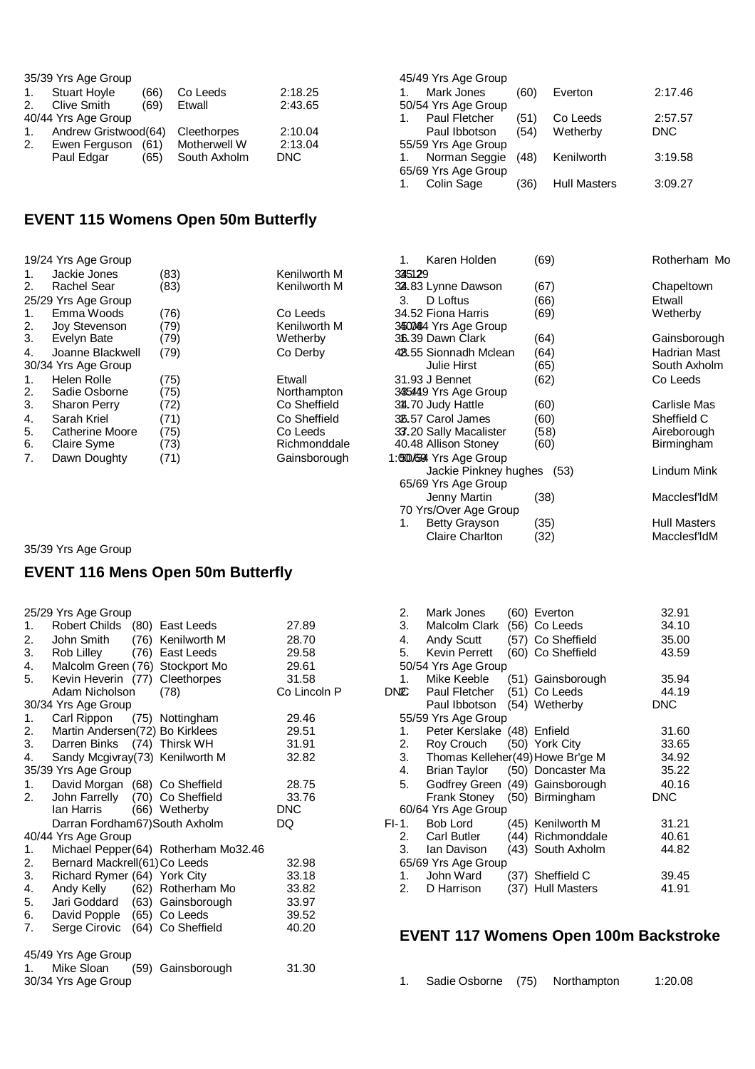35/39 Yrs Age Group

| | | | | |
|---|---|---|---|---|
| 1. | Stuart Hoyle | (66) | Co Leeds | 2:18.25 |
| 2. | Clive Smith | (69) | Etwall | 2:43.65 |

40/44 Yrs Age Group

| | | | | |
|---|---|---|---|---|
| 1. | Andrew Gristwood | (64) | Cleethorpes | 2:10.04 |
| 2. | Ewen Ferguson | (61) | Motherwell W | 2:13.04 |
| | Paul Edgar | (65) | South Axholm | DNC |

45/49 Yrs Age Group

| | | | | |
|---|---|---|---|---|
| 1. | Mark Jones | (60) | Everton | 2:17.46 |

50/54 Yrs Age Group

| | | | | |
|---|---|---|---|---|
| 1. | Paul Fletcher | (51) | Co Leeds | 2:57.57 |
| | Paul Ibbotson | (54) | Wetherby | DNC |

55/59 Yrs Age Group

| | | | | |
|---|---|---|---|---|
| 1. | Norman Seggie | (48) | Kenilworth | 3:19.58 |

65/69 Yrs Age Group

| | | | | |
|---|---|---|---|---|
| 1. | Colin Sage | (36) | Hull Masters | 3:09.27 |

## EVENT 115 Womens Open 50m Butterfly

19/24 Yrs Age Group

| | | | |
|---|---|---|---|
| 1. | Jackie Jones | (83) | Kenilworth M |
| 2. | Rachel Sear | (83) | Kenilworth M |

25/29 Yrs Age Group

| | | | |
|---|---|---|---|
| 1. | Emma Woods | (76) | Co Leeds |
| 2. | Joy Stevenson | (79) | Kenilworth M |
| 3. | Evelyn Bate | (79) | Wetherby |
| 4. | Joanne Blackwell | (79) | Co Derby |

30/34 Yrs Age Group

| | | | |
|---|---|---|---|
| 1. | Helen Rolle | (75) | Etwall |
| 2. | Sadie Osborne | (75) | Northampton |
| 3. | Sharon Perry | (72) | Co Sheffield |
| 4. | Sarah Kriel | (71) | Co Sheffield |
| 5. | Catherine Moore | (75) | Co Leeds |
| 6. | Claire Syme | (73) | Richmonddale |
| 7. | Dawn Doughty | (71) | Gainsborough |

35/39 Yrs Age Group

| | | | | |
|---|---|---|---|---|
| 1. | Karen Holden | (69) | Rotherham Mo | 34.29 |
| 2. | Lynne Dawson | (67) | Chapeltown | 34.83 |
| 3. | D Loftus | (66) | Etwall | 34.52 |
| | Fiona Harris | (69) | Wetherby | 35.08 |

40/44 Yrs Age Group

| | | | | |
|---|---|---|---|---|
| 1. | Dawn Clark | (64) | Gainsborough | 36.39 |
| 2. | Sionnadh Mclean | (64) | Hadrian Mast | 48.55 |
| | Julie Hirst | (65) | South Axholm | 31.93 |
| | J Bennet | (62) | Co Leeds | 34.49 |

45/49 Yrs Age Group

| | | | | |
|---|---|---|---|---|
| 1. | Judy Hattle | (60) | Carlisle Mas | 34.70 |
| 2. | Carol James | (60) | Sheffield C | 36.57 |
| 3. | Sally Macalister | (58) | Aireborough | 37.20 |
| | Allison Stoney | (60) | Birmingham | 40.48 |
| | | | | 1:00.59 |

50/54 Yrs Age Group

| | | | |
|---|---|---|---|
| | Jackie Pinkney hughes | (53) | Lindum Mink |

65/69 Yrs Age Group

| | | | |
|---|---|---|---|
| | Jenny Martin | (38) | Macclesf'ldM |

70 Yrs/Over Age Group

| | | | |
|---|---|---|---|
| 1. | Betty Grayson | (35) | Hull Masters |
| | Claire Charlton | (32) | Macclesf'ldM |

## EVENT 116 Mens Open 50m Butterfly

25/29 Yrs Age Group

| | | | | |
|---|---|---|---|---|
| 1. | Robert Childs | (80) | East Leeds | 27.89 |
| 2. | John Smith | (76) | Kenilworth M | 28.70 |
| 3. | Rob Lilley | (76) | East Leeds | 29.58 |
| 4. | Malcolm Green | (76) | Stockport Mo | 29.61 |
| 5. | Kevin Heverin | (77) | Cleethorpes | 31.58 |
| | Adam Nicholson | (78) | Co Lincoln P | DNC |

30/34 Yrs Age Group

| | | | | |
|---|---|---|---|---|
| 1. | Carl Rippon | (75) | Nottingham | 29.46 |
| 2. | Martin Andersen | (72) | Bo Kirklees | 29.51 |
| 3. | Darren Binks | (74) | Thirsk WH | 31.91 |
| 4. | Sandy Mcgivray | (73) | Kenilworth M | 32.82 |

35/39 Yrs Age Group

| | | | | |
|---|---|---|---|---|
| 1. | David Morgan | (68) | Co Sheffield | 28.75 |
| 2. | John Farrelly | (70) | Co Sheffield | 33.76 |
| | Ian Harris | (66) | Wetherby | DNC |
| | Darran Fordham | (67) | South Axholm | DQ |

40/44 Yrs Age Group

| | | | | |
|---|---|---|---|---|
| 1. | Michael Pepper | (64) | Rotherham Mo | 32.46 |
| 2. | Bernard Mackrell | (61) | Co Leeds | 32.98 |
| 3. | Richard Rymer | (64) | York City | 33.18 |
| 4. | Andy Kelly | (62) | Rotherham Mo | 33.82 |
| 5. | Jari Goddard | (63) | Gainsborough | 33.97 |
| 6. | David Popple | (65) | Co Leeds | 39.52 |
| 7. | Serge Cirovic | (64) | Co Sheffield | 40.20 |

45/49 Yrs Age Group

| | | | | |
|---|---|---|---|---|
| 1. | Mike Sloan | (59) | Gainsborough | 31.30 |
| 2. | Mark Jones | (60) | Everton | 32.91 |
| 3. | Malcolm Clark | (56) | Co Leeds | 34.10 |
| 4. | Andy Scutt | (57) | Co Sheffield | 35.00 |
| 5. | Kevin Perrett | (60) | Co Sheffield | 43.59 |

50/54 Yrs Age Group

| | | | | |
|---|---|---|---|---|
| 1. | Mike Keeble | (51) | Gainsborough | 35.94 |
| 2. | Paul Fletcher | (51) | Co Leeds | 44.19 |
| | Paul Ibbotson | (54) | Wetherby | DNC |

55/59 Yrs Age Group

| | | | | |
|---|---|---|---|---|
| 1. | Peter Kerslake | (48) | Enfield | 31.60 |
| 2. | Roy Crouch | (50) | York City | 33.65 |
| 3. | Thomas Kelleher | (49) | Howe Br'ge M | 34.92 |
| 4. | Brian Taylor | (50) | Doncaster Ma | 35.22 |
| 5. | Godfrey Green | (49) | Gainsborough | 40.16 |
| | Frank Stoney | (50) | Birmingham | DNC |

60/64 Yrs Age Group

| | | | | |
|---|---|---|---|---|
| 1. | Bob Lord | (45) | Kenilworth M | 31.21 |
| 2. | Carl Butler | (44) | Richmonddale | 40.61 |
| 3. | Ian Davison | (43) | South Axholm | 44.82 |

65/69 Yrs Age Group

| | | | | |
|---|---|---|---|---|
| 1. | John Ward | (37) | Sheffield C | 39.45 |
| 2. | D Harrison | (37) | Hull Masters | 41.91 |

## EVENT 117 Womens Open 100m Backstroke

30/34 Yrs Age Group

| | | | | |
|---|---|---|---|---|
| 1. | Sadie Osborne | (75) | Northampton | 1:20.08 |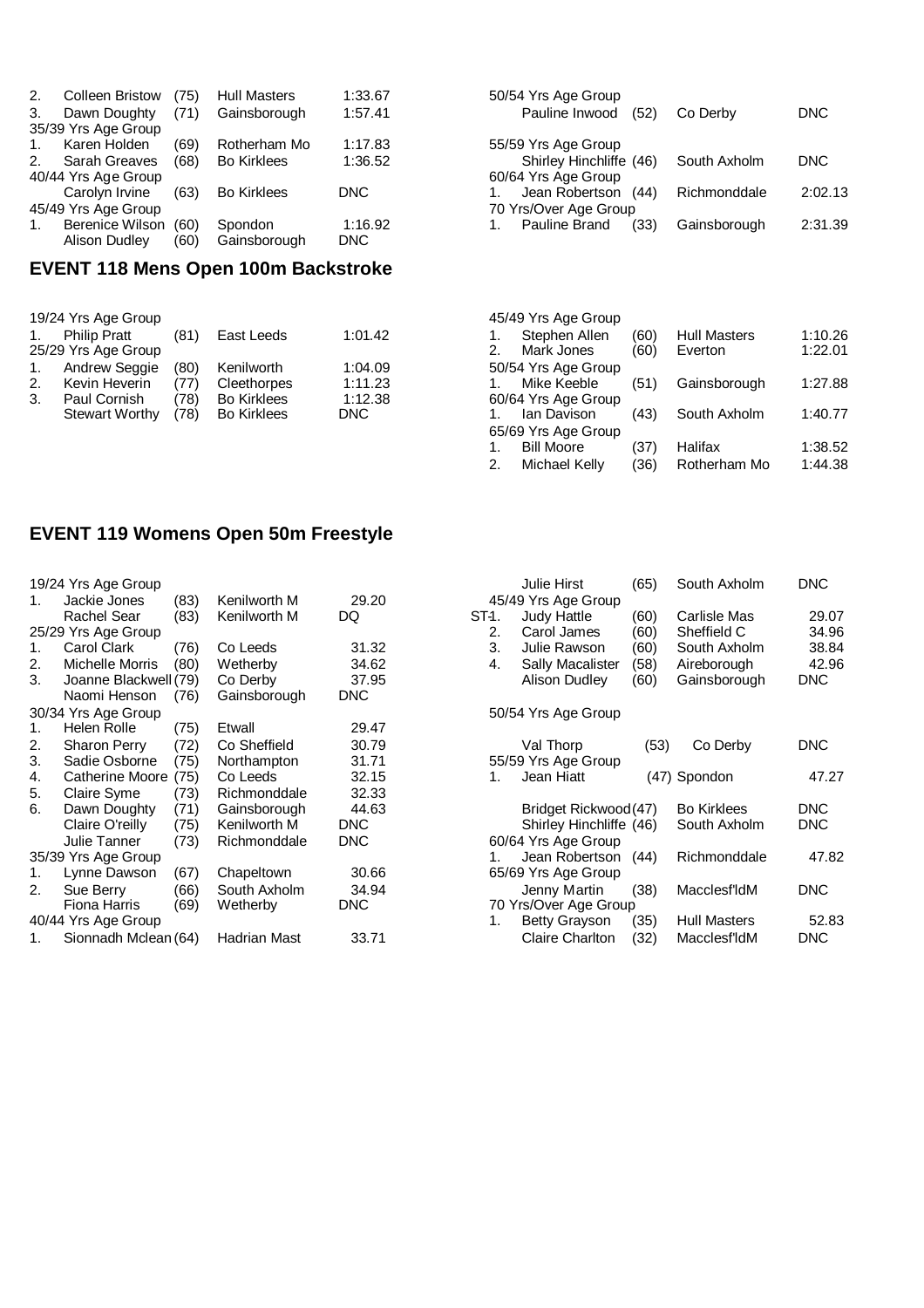| | | | | |
|---|---|---|---|---|
| 2. | Colleen Bristow | (75) | Hull Masters | 1:33.67 |
| 3. | Dawn Doughty | (71) | Gainsborough | 1:57.41 |
| 35/39 Yrs Age Group | | | | |
| 1. | Karen Holden | (69) | Rotherham Mo | 1:17.83 |
| 2. | Sarah Greaves | (68) | Bo Kirklees | 1:36.52 |
| 40/44 Yrs Age Group | | | | |
| | Carolyn Irvine | (63) | Bo Kirklees | DNC |
| 45/49 Yrs Age Group | | | | |
| 1. | Berenice Wilson | (60) | Spondon | 1:16.92 |
| | Alison Dudley | (60) | Gainsborough | DNC |
| 50/54 Yrs Age Group | | | | |
| | Pauline Inwood | (52) | Co Derby | DNC |
| 55/59 Yrs Age Group | | | | |
| | Shirley Hinchliffe | (46) | South Axholm | DNC |
| 60/64 Yrs Age Group | | | | |
| 1. | Jean Robertson | (44) | Richmonddale | 2:02.13 |
| 70 Yrs/Over Age Group | | | | |
| 1. | Pauline Brand | (33) | Gainsborough | 2:31.39 |

## EVENT 118 Mens Open 100m Backstroke

| | | | | |
|---|---|---|---|---|
| 19/24 Yrs Age Group | | | | |
| 1. | Philip Pratt | (81) | East Leeds | 1:01.42 |
| 25/29 Yrs Age Group | | | | |
| 1. | Andrew Seggie | (80) | Kenilworth | 1:04.09 |
| 2. | Kevin Heverin | (77) | Cleethorpes | 1:11.23 |
| 3. | Paul Cornish | (78) | Bo Kirklees | 1:12.38 |
| | Stewart Worthy | (78) | Bo Kirklees | DNC |
| 45/49 Yrs Age Group | | | | |
| 1. | Stephen Allen | (60) | Hull Masters | 1:10.26 |
| 2. | Mark Jones | (60) | Everton | 1:22.01 |
| 50/54 Yrs Age Group | | | | |
| 1. | Mike Keeble | (51) | Gainsborough | 1:27.88 |
| 60/64 Yrs Age Group | | | | |
| 1. | Ian Davison | (43) | South Axholm | 1:40.77 |
| 65/69 Yrs Age Group | | | | |
| 1. | Bill Moore | (37) | Halifax | 1:38.52 |
| 2. | Michael Kelly | (36) | Rotherham Mo | 1:44.38 |

## EVENT 119 Womens Open 50m Freestyle

| | | | | |
|---|---|---|---|---|
| 19/24 Yrs Age Group | | | | |
| 1. | Jackie Jones | (83) | Kenilworth M | 29.20 |
| | Rachel Sear | (83) | Kenilworth M | DQ |
| 25/29 Yrs Age Group | | | | |
| 1. | Carol Clark | (76) | Co Leeds | 31.32 |
| 2. | Michelle Morris | (80) | Wetherby | 34.62 |
| 3. | Joanne Blackwell | (79) | Co Derby | 37.95 |
| | Naomi Henson | (76) | Gainsborough | DNC |
| 30/34 Yrs Age Group | | | | |
| 1. | Helen Rolle | (75) | Etwall | 29.47 |
| 2. | Sharon Perry | (72) | Co Sheffield | 30.79 |
| 3. | Sadie Osborne | (75) | Northampton | 31.71 |
| 4. | Catherine Moore | (75) | Co Leeds | 32.15 |
| 5. | Claire Syme | (73) | Richmonddale | 32.33 |
| 6. | Dawn Doughty | (71) | Gainsborough | 44.63 |
| | Claire O'reilly | (75) | Kenilworth M | DNC |
| | Julie Tanner | (73) | Richmonddale | DNC |
| 35/39 Yrs Age Group | | | | |
| 1. | Lynne Dawson | (67) | Chapeltown | 30.66 |
| 2. | Sue Berry | (66) | South Axholm | 34.94 |
| | Fiona Harris | (69) | Wetherby | DNC |
| 40/44 Yrs Age Group | | | | |
| 1. | Sionnadh Mclean | (64) | Hadrian Mast | 33.71 |
| | Julie Hirst | (65) | South Axholm | DNC |
| 45/49 Yrs Age Group | | | | |
| ST1. | Judy Hattle | (60) | Carlisle Mas | 29.07 |
| 2. | Carol James | (60) | Sheffield C | 34.96 |
| 3. | Julie Rawson | (60) | South Axholm | 38.84 |
| 4. | Sally Macalister | (58) | Aireborough | 42.96 |
| | Alison Dudley | (60) | Gainsborough | DNC |
| 50/54 Yrs Age Group | | | | |
| | Val Thorp | (53) | Co Derby | DNC |
| 55/59 Yrs Age Group | | | | |
| 1. | Jean Hiatt | (47) | Spondon | 47.27 |
| | Bridget Rickwood | (47) | Bo Kirklees | DNC |
| | Shirley Hinchliffe | (46) | South Axholm | DNC |
| 60/64 Yrs Age Group | | | | |
| 1. | Jean Robertson | (44) | Richmonddale | 47.82 |
| 65/69 Yrs Age Group | | | | |
| | Jenny Martin | (38) | Macclesf'ldM | DNC |
| 70 Yrs/Over Age Group | | | | |
| 1. | Betty Grayson | (35) | Hull Masters | 52.83 |
| | Claire Charlton | (32) | Macclesf'ldM | DNC |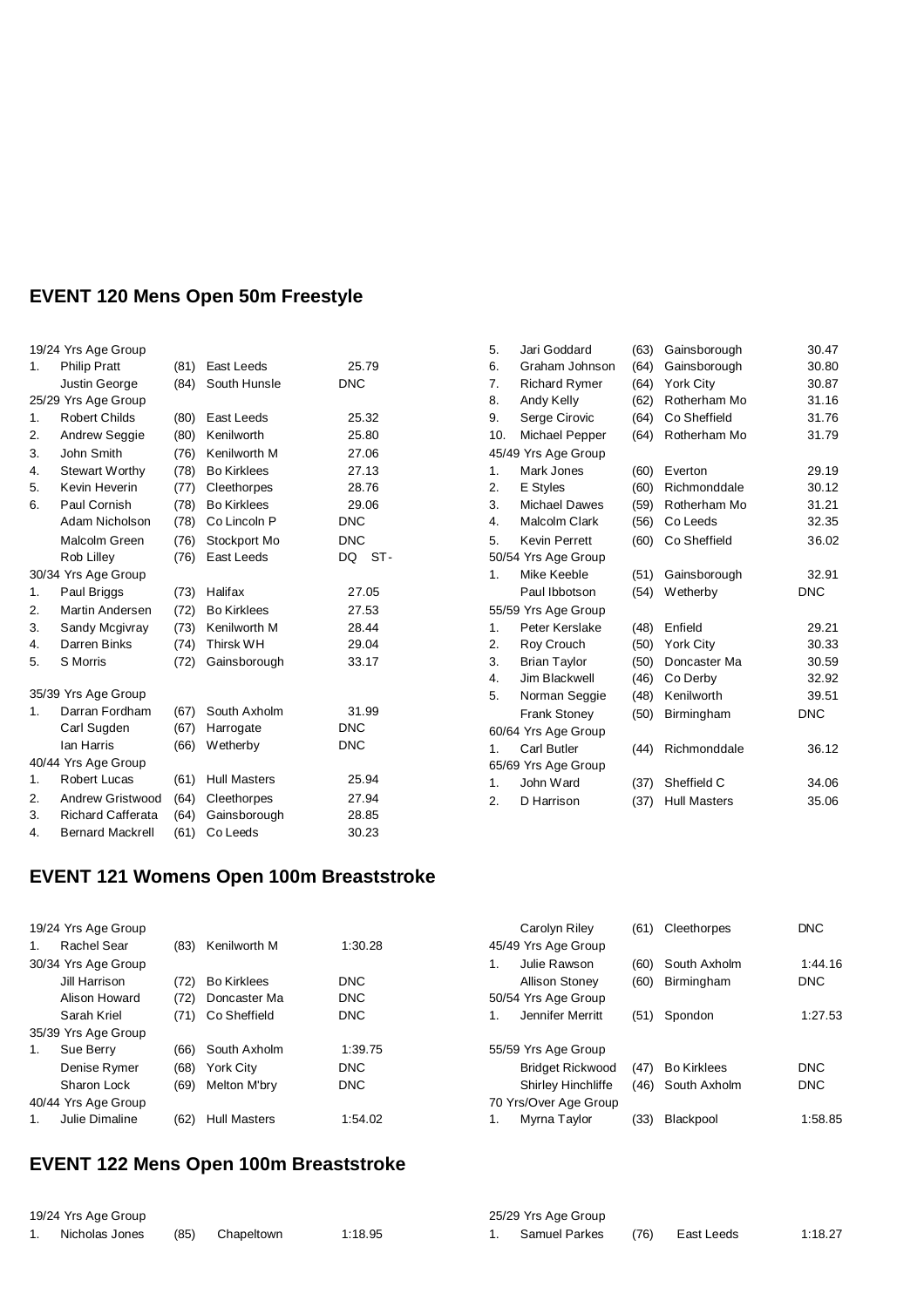## EVENT 120 Mens Open 50m Freestyle

19/24 Yrs Age Group

| | | | | |
|---|---|---|---|---|
| 1. | Philip Pratt | (81) | East Leeds | 25.79 |
| | Justin George | (84) | South Hunsle | DNC |

25/29 Yrs Age Group

| | | | | |
|---|---|---|---|---|
| 1. | Robert Childs | (80) | East Leeds | 25.32 |
| 2. | Andrew Seggie | (80) | Kenilworth | 25.80 |
| 3. | John Smith | (76) | Kenilworth M | 27.06 |
| 4. | Stewart Worthy | (78) | Bo Kirklees | 27.13 |
| 5. | Kevin Heverin | (77) | Cleethorpes | 28.76 |
| 6. | Paul Cornish | (78) | Bo Kirklees | 29.06 |
| | Adam Nicholson | (78) | Co Lincoln P | DNC |
| | Malcolm Green | (76) | Stockport Mo | DNC |
| | Rob Lilley | (76) | East Leeds | DQ ST- |

30/34 Yrs Age Group

| | | | | |
|---|---|---|---|---|
| 1. | Paul Briggs | (73) | Halifax | 27.05 |
| 2. | Martin Andersen | (72) | Bo Kirklees | 27.53 |
| 3. | Sandy Mcgivray | (73) | Kenilworth M | 28.44 |
| 4. | Darren Binks | (74) | Thirsk WH | 29.04 |
| 5. | S Morris | (72) | Gainsborough | 33.17 |

35/39 Yrs Age Group

| | | | | |
|---|---|---|---|---|
| 1. | Darran Fordham | (67) | South Axholm | 31.99 |
| | Carl Sugden | (67) | Harrogate | DNC |
| | Ian Harris | (66) | Wetherby | DNC |

40/44 Yrs Age Group

| | | | | |
|---|---|---|---|---|
| 1. | Robert Lucas | (61) | Hull Masters | 25.94 |
| 2. | Andrew Gristwood | (64) | Cleethorpes | 27.94 |
| 3. | Richard Cafferata | (64) | Gainsborough | 28.85 |
| 4. | Bernard Mackrell | (61) | Co Leeds | 30.23 |
| 5. | Jari Goddard | (63) | Gainsborough | 30.47 |
| 6. | Graham Johnson | (64) | Gainsborough | 30.80 |
| 7. | Richard Rymer | (64) | York City | 30.87 |
| 8. | Andy Kelly | (62) | Rotherham Mo | 31.16 |
| 9. | Serge Cirovic | (64) | Co Sheffield | 31.76 |
| 10. | Michael Pepper | (64) | Rotherham Mo | 31.79 |

45/49 Yrs Age Group

| | | | | |
|---|---|---|---|---|
| 1. | Mark Jones | (60) | Everton | 29.19 |
| 2. | E Styles | (60) | Richmonddale | 30.12 |
| 3. | Michael Dawes | (59) | Rotherham Mo | 31.21 |
| 4. | Malcolm Clark | (56) | Co Leeds | 32.35 |
| 5. | Kevin Perrett | (60) | Co Sheffield | 36.02 |

50/54 Yrs Age Group

| | | | | |
|---|---|---|---|---|
| 1. | Mike Keeble | (51) | Gainsborough | 32.91 |
| | Paul Ibbotson | (54) | Wetherby | DNC |

55/59 Yrs Age Group

| | | | | |
|---|---|---|---|---|
| 1. | Peter Kerslake | (48) | Enfield | 29.21 |
| 2. | Roy Crouch | (50) | York City | 30.33 |
| 3. | Brian Taylor | (50) | Doncaster Ma | 30.59 |
| 4. | Jim Blackwell | (46) | Co Derby | 32.92 |
| 5. | Norman Seggie | (48) | Kenilworth | 39.51 |
| | Frank Stoney | (50) | Birmingham | DNC |

60/64 Yrs Age Group

| | | | | |
|---|---|---|---|---|
| 1. | Carl Butler | (44) | Richmonddale | 36.12 |

65/69 Yrs Age Group

| | | | | |
|---|---|---|---|---|
| 1. | John Ward | (37) | Sheffield C | 34.06 |
| 2. | D Harrison | (37) | Hull Masters | 35.06 |

## EVENT 121 Womens Open 100m Breaststroke

19/24 Yrs Age Group

| | | | | |
|---|---|---|---|---|
| 1. | Rachel Sear | (83) | Kenilworth M | 1:30.28 |

30/34 Yrs Age Group

| | | | | |
|---|---|---|---|---|
| | Jill Harrison | (72) | Bo Kirklees | DNC |
| | Alison Howard | (72) | Doncaster Ma | DNC |
| | Sarah Kriel | (71) | Co Sheffield | DNC |

35/39 Yrs Age Group

| | | | | |
|---|---|---|---|---|
| 1. | Sue Berry | (66) | South Axholm | 1:39.75 |
| | Denise Rymer | (68) | York City | DNC |
| | Sharon Lock | (69) | Melton M'bry | DNC |

40/44 Yrs Age Group

| | | | | |
|---|---|---|---|---|
| 1. | Julie Dimaline | (62) | Hull Masters | 1:54.02 |
| | Carolyn Riley | (61) | Cleethorpes | DNC |

45/49 Yrs Age Group

| | | | | |
|---|---|---|---|---|
| 1. | Julie Rawson | (60) | South Axholm | 1:44.16 |
| | Allison Stoney | (60) | Birmingham | DNC |

50/54 Yrs Age Group

| | | | | |
|---|---|---|---|---|
| 1. | Jennifer Merritt | (51) | Spondon | 1:27.53 |

55/59 Yrs Age Group

| | | | | |
|---|---|---|---|---|
| | Bridget Rickwood | (47) | Bo Kirklees | DNC |
| | Shirley Hinchliffe | (46) | South Axholm | DNC |

70 Yrs/Over Age Group

| | | | | |
|---|---|---|---|---|
| 1. | Myrna Taylor | (33) | Blackpool | 1:58.85 |

## EVENT 122 Mens Open 100m Breaststroke

19/24 Yrs Age Group

| | | | | |
|---|---|---|---|---|
| 1. | Nicholas Jones | (85) | Chapeltown | 1:18.95 |

25/29 Yrs Age Group

| | | | | |
|---|---|---|---|---|
| 1. | Samuel Parkes | (76) | East Leeds | 1:18.27 |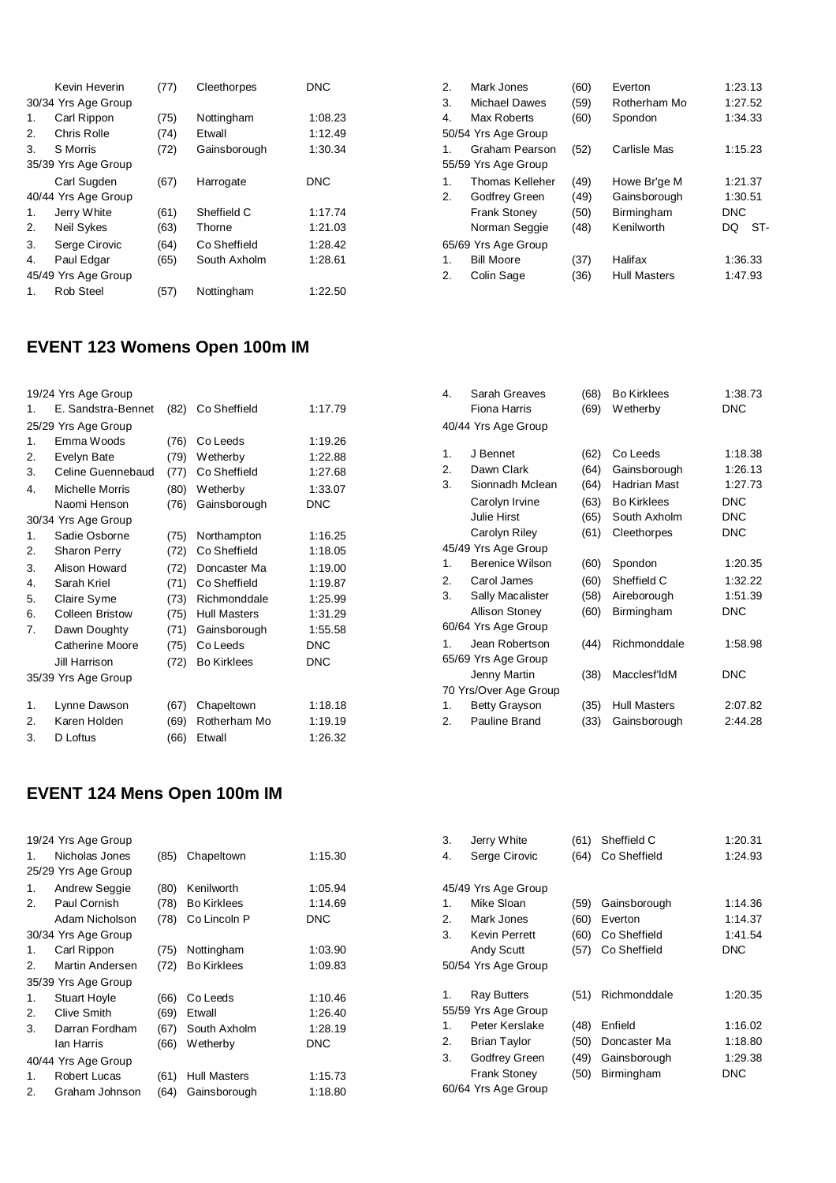| | | | | |
|---|---|---|---|---|
| | Kevin Heverin | (77) | Cleethorpes | DNC |
| 30/34 Yrs Age Group | | | | |
| 1. | Carl Rippon | (75) | Nottingham | 1:08.23 |
| 2. | Chris Rolle | (74) | Etwall | 1:12.49 |
| 3. | S Morris | (72) | Gainsborough | 1:30.34 |
| 35/39 Yrs Age Group | | | | |
| | Carl Sugden | (67) | Harrogate | DNC |
| 40/44 Yrs Age Group | | | | |
| 1. | Jerry White | (61) | Sheffield C | 1:17.74 |
| 2. | Neil Sykes | (63) | Thorne | 1:21.03 |
| 3. | Serge Cirovic | (64) | Co Sheffield | 1:28.42 |
| 4. | Paul Edgar | (65) | South Axholm | 1:28.61 |
| 45/49 Yrs Age Group | | | | |
| 1. | Rob Steel | (57) | Nottingham | 1:22.50 |
| 2. | Mark Jones | (60) | Everton | 1:23.13 |
| 3. | Michael Dawes | (59) | Rotherham Mo | 1:27.52 |
| 4. | Max Roberts | (60) | Spondon | 1:34.33 |
| 50/54 Yrs Age Group | | | | |
| 1. | Graham Pearson | (52) | Carlisle Mas | 1:15.23 |
| 55/59 Yrs Age Group | | | | |
| 1. | Thomas Kelleher | (49) | Howe Br'ge M | 1:21.37 |
| 2. | Godfrey Green | (49) | Gainsborough | 1:30.51 |
| | Frank Stoney | (50) | Birmingham | DNC |
| | Norman Seggie | (48) | Kenilworth | DQ ST- |
| 65/69 Yrs Age Group | | | | |
| 1. | Bill Moore | (37) | Halifax | 1:36.33 |
| 2. | Colin Sage | (36) | Hull Masters | 1:47.93 |

## EVENT 123 Womens Open 100m IM

| | | | | |
|---|---|---|---|---|
| 19/24 Yrs Age Group | | | | |
| 1. | E. Sandstra-Bennet | (82) | Co Sheffield | 1:17.79 |
| 25/29 Yrs Age Group | | | | |
| 1. | Emma Woods | (76) | Co Leeds | 1:19.26 |
| 2. | Evelyn Bate | (79) | Wetherby | 1:22.88 |
| 3. | Celine Guennebaud | (77) | Co Sheffield | 1:27.68 |
| 4. | Michelle Morris | (80) | Wetherby | 1:33.07 |
| | Naomi Henson | (76) | Gainsborough | DNC |
| 30/34 Yrs Age Group | | | | |
| 1. | Sadie Osborne | (75) | Northampton | 1:16.25 |
| 2. | Sharon Perry | (72) | Co Sheffield | 1:18.05 |
| 3. | Alison Howard | (72) | Doncaster Ma | 1:19.00 |
| 4. | Sarah Kriel | (71) | Co Sheffield | 1:19.87 |
| 5. | Claire Syme | (73) | Richmonddale | 1:25.99 |
| 6. | Colleen Bristow | (75) | Hull Masters | 1:31.29 |
| 7. | Dawn Doughty | (71) | Gainsborough | 1:55.58 |
| | Catherine Moore | (75) | Co Leeds | DNC |
| | Jill Harrison | (72) | Bo Kirklees | DNC |
| 35/39 Yrs Age Group | | | | |
| 1. | Lynne Dawson | (67) | Chapeltown | 1:18.18 |
| 2. | Karen Holden | (69) | Rotherham Mo | 1:19.19 |
| 3. | D Loftus | (66) | Etwall | 1:26.32 |
| 4. | Sarah Greaves | (68) | Bo Kirklees | 1:38.73 |
| | Fiona Harris | (69) | Wetherby | DNC |
| 40/44 Yrs Age Group | | | | |
| 1. | J Bennet | (62) | Co Leeds | 1:18.38 |
| 2. | Dawn Clark | (64) | Gainsborough | 1:26.13 |
| 3. | Sionnadh Mclean | (64) | Hadrian Mast | 1:27.73 |
| | Carolyn Irvine | (63) | Bo Kirklees | DNC |
| | Julie Hirst | (65) | South Axholm | DNC |
| | Carolyn Riley | (61) | Cleethorpes | DNC |
| 45/49 Yrs Age Group | | | | |
| 1. | Berenice Wilson | (60) | Spondon | 1:20.35 |
| 2. | Carol James | (60) | Sheffield C | 1:32.22 |
| 3. | Sally Macalister | (58) | Aireborough | 1:51.39 |
| | Allison Stoney | (60) | Birmingham | DNC |
| 60/64 Yrs Age Group | | | | |
| 1. | Jean Robertson | (44) | Richmonddale | 1:58.98 |
| 65/69 Yrs Age Group | | | | |
| | Jenny Martin | (38) | Macclesf'ldM | DNC |
| 70 Yrs/Over Age Group | | | | |
| 1. | Betty Grayson | (35) | Hull Masters | 2:07.82 |
| 2. | Pauline Brand | (33) | Gainsborough | 2:44.28 |

## EVENT 124 Mens Open 100m IM

| | | | | |
|---|---|---|---|---|
| 19/24 Yrs Age Group | | | | |
| 1. | Nicholas Jones | (85) | Chapeltown | 1:15.30 |
| 25/29 Yrs Age Group | | | | |
| 1. | Andrew Seggie | (80) | Kenilworth | 1:05.94 |
| 2. | Paul Cornish | (78) | Bo Kirklees | 1:14.69 |
| | Adam Nicholson | (78) | Co Lincoln P | DNC |
| 30/34 Yrs Age Group | | | | |
| 1. | Carl Rippon | (75) | Nottingham | 1:03.90 |
| 2. | Martin Andersen | (72) | Bo Kirklees | 1:09.83 |
| 35/39 Yrs Age Group | | | | |
| 1. | Stuart Hoyle | (66) | Co Leeds | 1:10.46 |
| 2. | Clive Smith | (69) | Etwall | 1:26.40 |
| 3. | Darran Fordham | (67) | South Axholm | 1:28.19 |
| | Ian Harris | (66) | Wetherby | DNC |
| 40/44 Yrs Age Group | | | | |
| 1. | Robert Lucas | (61) | Hull Masters | 1:15.73 |
| 2. | Graham Johnson | (64) | Gainsborough | 1:18.80 |
| 3. | Jerry White | (61) | Sheffield C | 1:20.31 |
| 4. | Serge Cirovic | (64) | Co Sheffield | 1:24.93 |
| 45/49 Yrs Age Group | | | | |
| 1. | Mike Sloan | (59) | Gainsborough | 1:14.36 |
| 2. | Mark Jones | (60) | Everton | 1:14.37 |
| 3. | Kevin Perrett | (60) | Co Sheffield | 1:41.54 |
| | Andy Scutt | (57) | Co Sheffield | DNC |
| 50/54 Yrs Age Group | | | | |
| 1. | Ray Butters | (51) | Richmonddale | 1:20.35 |
| 55/59 Yrs Age Group | | | | |
| 1. | Peter Kerslake | (48) | Enfield | 1:16.02 |
| 2. | Brian Taylor | (50) | Doncaster Ma | 1:18.80 |
| 3. | Godfrey Green | (49) | Gainsborough | 1:29.38 |
| | Frank Stoney | (50) | Birmingham | DNC |
| 60/64 Yrs Age Group | | | | |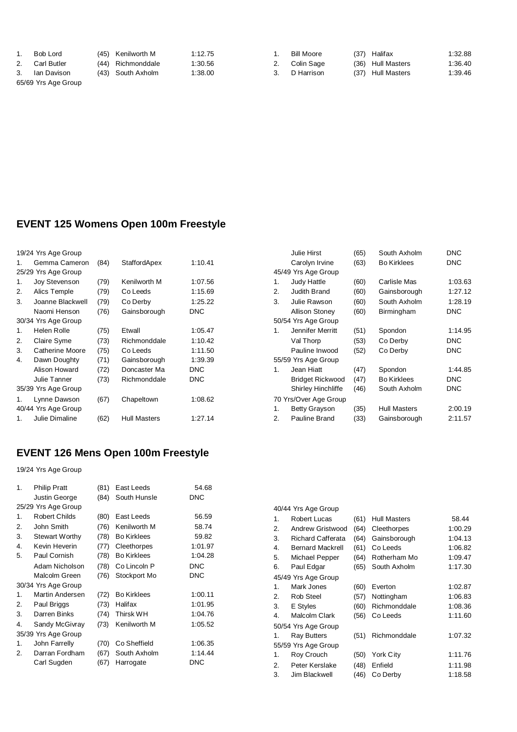| | | | | |
|---|---|---|---|---|
| 1. | Bob Lord | (45) | Kenilworth M | 1:12.75 |
| 2. | Carl Butler | (44) | Richmonddale | 1:30.56 |
| 3. | Ian Davison | (43) | South Axholm | 1:38.00 |

65/69 Yrs Age Group

| | | | | |
|---|---|---|---|---|
| 1. | Bill Moore | (37) | Halifax | 1:32.88 |
| 2. | Colin Sage | (36) | Hull Masters | 1:36.40 |
| 3. | D Harrison | (37) | Hull Masters | 1:39.46 |

## EVENT 125 Womens Open 100m Freestyle

| | | | | |
|---|---|---|---|---|
| 19/24 Yrs Age Group | | | | |
| 1. | Gemma Cameron | (84) | StaffordApex | 1:10.41 |
| 25/29 Yrs Age Group | | | | |
| 1. | Joy Stevenson | (79) | Kenilworth M | 1:07.56 |
| 2. | Alics Temple | (79) | Co Leeds | 1:15.69 |
| 3. | Joanne Blackwell | (79) | Co Derby | 1:25.22 |
| | Naomi Henson | (76) | Gainsborough | DNC |
| 30/34 Yrs Age Group | | | | |
| 1. | Helen Rolle | (75) | Etwall | 1:05.47 |
| 2. | Claire Syme | (73) | Richmonddale | 1:10.42 |
| 3. | Catherine Moore | (75) | Co Leeds | 1:11.50 |
| 4. | Dawn Doughty | (71) | Gainsborough | 1:39.39 |
| | Alison Howard | (72) | Doncaster Ma | DNC |
| | Julie Tanner | (73) | Richmonddale | DNC |
| 35/39 Yrs Age Group | | | | |
| 1. | Lynne Dawson | (67) | Chapeltown | 1:08.62 |
| 40/44 Yrs Age Group | | | | |
| 1. | Julie Dimaline | (62) | Hull Masters | 1:27.14 |
| | Julie Hirst | (65) | South Axholm | DNC |
| | Carolyn Irvine | (63) | Bo Kirklees | DNC |
| 45/49 Yrs Age Group | | | | |
| 1. | Judy Hattle | (60) | Carlisle Mas | 1:03.63 |
| 2. | Judith Brand | (60) | Gainsborough | 1:27.12 |
| 3. | Julie Rawson | (60) | South Axholm | 1:28.19 |
| | Allison Stoney | (60) | Birmingham | DNC |
| 50/54 Yrs Age Group | | | | |
| 1. | Jennifer Merritt | (51) | Spondon | 1:14.95 |
| | Val Thorp | (53) | Co Derby | DNC |
| | Pauline Inwood | (52) | Co Derby | DNC |
| 55/59 Yrs Age Group | | | | |
| 1. | Jean Hiatt | (47) | Spondon | 1:44.85 |
| | Bridget Rickwood | (47) | Bo Kirklees | DNC |
| | Shirley Hinchliffe | (46) | South Axholm | DNC |
| 70 Yrs/Over Age Group | | | | |
| 1. | Betty Grayson | (35) | Hull Masters | 2:00.19 |
| 2. | Pauline Brand | (33) | Gainsborough | 2:11.57 |

## EVENT 126 Mens Open 100m Freestyle

| | | | | |
|---|---|---|---|---|
| 19/24 Yrs Age Group | | | | |
| 1. | Philip Pratt | (81) | East Leeds | 54.68 |
| | Justin George | (84) | South Hunsle | DNC |
| 25/29 Yrs Age Group | | | | |
| 1. | Robert Childs | (80) | East Leeds | 56.59 |
| 2. | John Smith | (76) | Kenilworth M | 58.74 |
| 3. | Stewart Worthy | (78) | Bo Kirklees | 59.82 |
| 4. | Kevin Heverin | (77) | Cleethorpes | 1:01.97 |
| 5. | Paul Cornish | (78) | Bo Kirklees | 1:04.28 |
| | Adam Nicholson | (78) | Co Lincoln P | DNC |
| | Malcolm Green | (76) | Stockport Mo | DNC |
| 30/34 Yrs Age Group | | | | |
| 1. | Martin Andersen | (72) | Bo Kirklees | 1:00.11 |
| 2. | Paul Briggs | (73) | Halifax | 1:01.95 |
| 3. | Darren Binks | (74) | Thirsk WH | 1:04.76 |
| 4. | Sandy McGivray | (73) | Kenilworth M | 1:05.52 |
| 35/39 Yrs Age Group | | | | |
| 1. | John Farrelly | (70) | Co Sheffield | 1:06.35 |
| 2. | Darran Fordham | (67) | South Axholm | 1:14.44 |
| | Carl Sugden | (67) | Harrogate | DNC |
| 40/44 Yrs Age Group | | | | |
| 1. | Robert Lucas | (61) | Hull Masters | 58.44 |
| 2. | Andrew Gristwood | (64) | Cleethorpes | 1:00.29 |
| 3. | Richard Cafferata | (64) | Gainsborough | 1:04.13 |
| 4. | Bernard Mackrell | (61) | Co Leeds | 1:06.82 |
| 5. | Michael Pepper | (64) | Rotherham Mo | 1:09.47 |
| 6. | Paul Edgar | (65) | South Axholm | 1:17.30 |
| 45/49 Yrs Age Group | | | | |
| 1. | Mark Jones | (60) | Everton | 1:02.87 |
| 2. | Rob Steel | (57) | Nottingham | 1:06.83 |
| 3. | E Styles | (60) | Richmonddale | 1:08.36 |
| 4. | Malcolm Clark | (56) | Co Leeds | 1:11.60 |
| 50/54 Yrs Age Group | | | | |
| 1. | Ray Butters | (51) | Richmonddale | 1:07.32 |
| 55/59 Yrs Age Group | | | | |
| 1. | Roy Crouch | (50) | York City | 1:11.76 |
| 2. | Peter Kerslake | (48) | Enfield | 1:11.98 |
| 3. | Jim Blackwell | (46) | Co Derby | 1:18.58 |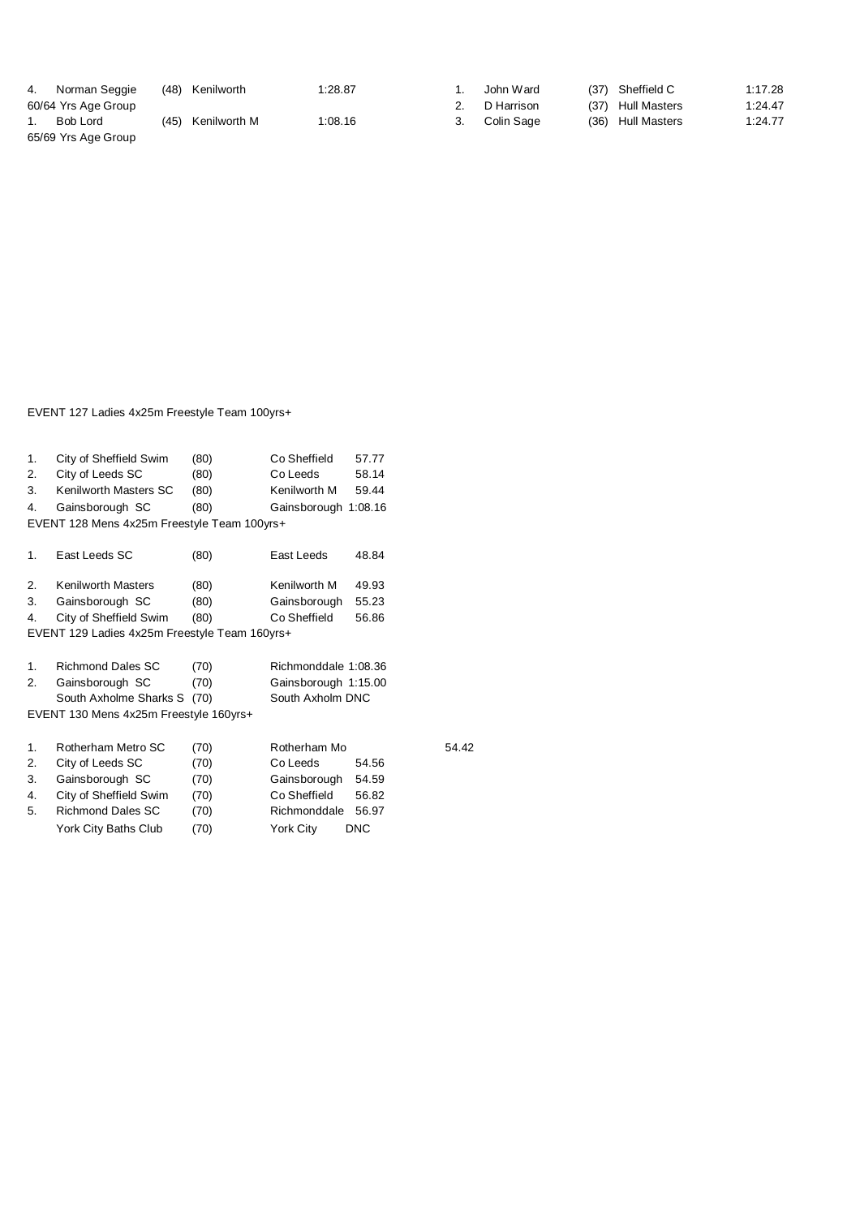| | | | | |
|---|---|---|---|---|
| 4. | Norman Seggie | (48) | Kenilworth | 1:28.87 |

60/64 Yrs Age Group

| | | | | |
|---|---|---|---|---|
| 1. | Bob Lord | (45) | Kenilworth M | 1:08.16 |

65/69 Yrs Age Group

| | | | | |
|---|---|---|---|---|
| 1. | John Ward | (37) | Sheffield C | 1:17.28 |
| 2. | D Harrison | (37) | Hull Masters | 1:24.47 |
| 3. | Colin Sage | (36) | Hull Masters | 1:24.77 |

EVENT 127 Ladies 4x25m Freestyle Team 100yrs+

| | | | | |
|---|---|---|---|---|
| 1. | City of Sheffield Swim | (80) | Co Sheffield | 57.77 |
| 2. | City of Leeds SC | (80) | Co Leeds | 58.14 |
| 3. | Kenilworth Masters SC | (80) | Kenilworth M | 59.44 |
| 4. | Gainsborough SC | (80) | Gainsborough | 1:08.16 |

EVENT 128 Mens 4x25m Freestyle Team 100yrs+

| | | | | |
|---|---|---|---|---|
| 1. | East Leeds SC | (80) | East Leeds | 48.84 |
| 2. | Kenilworth Masters | (80) | Kenilworth M | 49.93 |
| 3. | Gainsborough SC | (80) | Gainsborough | 55.23 |
| 4. | City of Sheffield Swim | (80) | Co Sheffield | 56.86 |

EVENT 129 Ladies 4x25m Freestyle Team 160yrs+

| | | | | |
|---|---|---|---|---|
| 1. | Richmond Dales SC | (70) | Richmonddale | 1:08.36 |
| 2. | Gainsborough SC | (70) | Gainsborough | 1:15.00 |
| | South Axholme Sharks S | (70) | South Axholm | DNC |

EVENT 130 Mens 4x25m Freestyle 160yrs+

| | | | | |
|---|---|---|---|---|
| 1. | Rotherham Metro SC | (70) | Rotherham Mo | 54.42 |
| 2. | City of Leeds SC | (70) | Co Leeds | 54.56 |
| 3. | Gainsborough SC | (70) | Gainsborough | 54.59 |
| 4. | City of Sheffield Swim | (70) | Co Sheffield | 56.82 |
| 5. | Richmond Dales SC | (70) | Richmonddale | 56.97 |
| | York City Baths Club | (70) | York City | DNC |